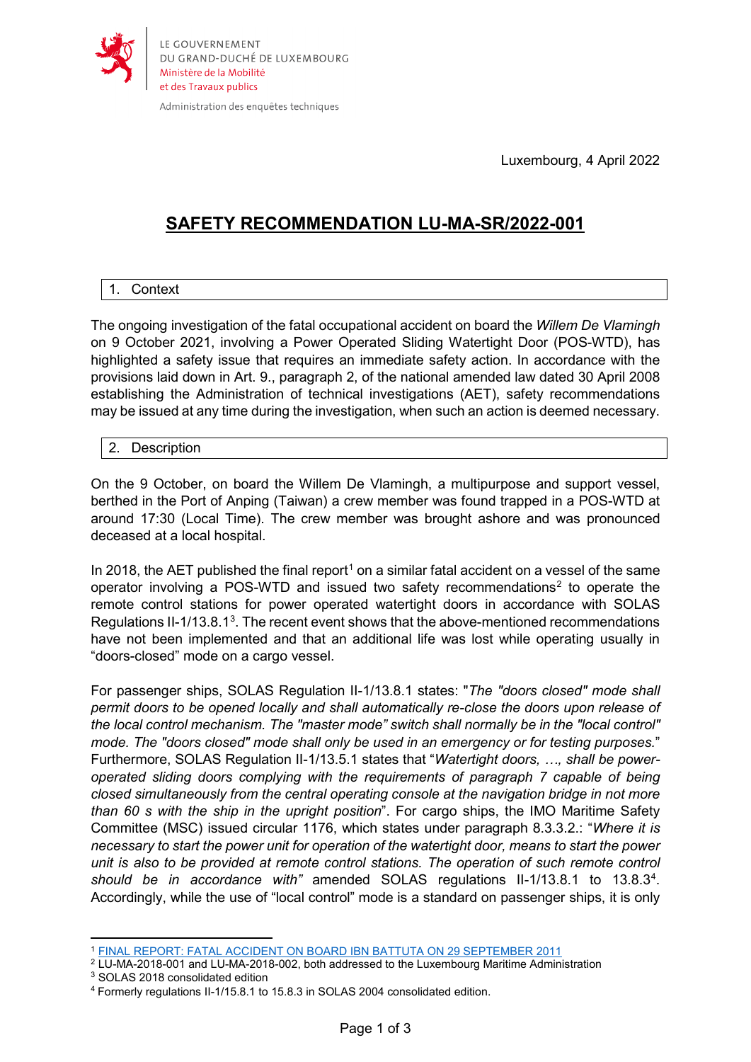LE GOUVERNEMENT
DU GRAND-DUCHÉ DE LUXEMBOURG
Ministère de la Mobilité
et des Travaux publics

Administration des enquêtes techniques

Luxembourg, 4 April 2022

# SAFETY RECOMMENDATION LU-MA-SR/2022-001

## 1. Context

The ongoing investigation of the fatal occupational accident on board the *Willem De Vlamingh* on 9 October 2021, involving a Power Operated Sliding Watertight Door (POS-WTD), has highlighted a safety issue that requires an immediate safety action. In accordance with the provisions laid down in Art. 9., paragraph 2, of the national amended law dated 30 April 2008 establishing the Administration of technical investigations (AET), safety recommendations may be issued at any time during the investigation, when such an action is deemed necessary.

## 2. Description

On the 9 October, on board the Willem De Vlamingh, a multipurpose and support vessel, berthed in the Port of Anping (Taiwan) a crew member was found trapped in a POS-WTD at around 17:30 (Local Time). The crew member was brought ashore and was pronounced deceased at a local hospital.

In 2018, the AET published the final report[1] on a similar fatal accident on a vessel of the same operator involving a POS-WTD and issued two safety recommendations[2] to operate the remote control stations for power operated watertight doors in accordance with SOLAS Regulations II-1/13.8.1[3]. The recent event shows that the above-mentioned recommendations have not been implemented and that an additional life was lost while operating usually in "doors-closed" mode on a cargo vessel.

For passenger ships, SOLAS Regulation II-1/13.8.1 states: "*The "doors closed" mode shall permit doors to be opened locally and shall automatically re-close the doors upon release of the local control mechanism. The "master mode" switch shall normally be in the "local control" mode. The "doors closed" mode shall only be used in an emergency or for testing purposes.*" Furthermore, SOLAS Regulation II-1/13.5.1 states that "*Watertight doors, …, shall be power-operated sliding doors complying with the requirements of paragraph 7 capable of being closed simultaneously from the central operating console at the navigation bridge in not more than 60 s with the ship in the upright position*". For cargo ships, the IMO Maritime Safety Committee (MSC) issued circular 1176, which states under paragraph 8.3.3.2.: "*Where it is necessary to start the power unit for operation of the watertight door, means to start the power unit is also to be provided at remote control stations. The operation of such remote control should be in accordance with"* amended SOLAS regulations II-1/13.8.1 to 13.8.3[4]. Accordingly, while the use of "local control" mode is a standard on passenger ships, it is only

---

[1] FINAL REPORT: FATAL ACCIDENT ON BOARD IBN BATTUTA ON 29 SEPTEMBER 2011

[2] LU-MA-2018-001 and LU-MA-2018-002, both addressed to the Luxembourg Maritime Administration

[3] SOLAS 2018 consolidated edition

[4] Formerly regulations II-1/15.8.1 to 15.8.3 in SOLAS 2004 consolidated edition.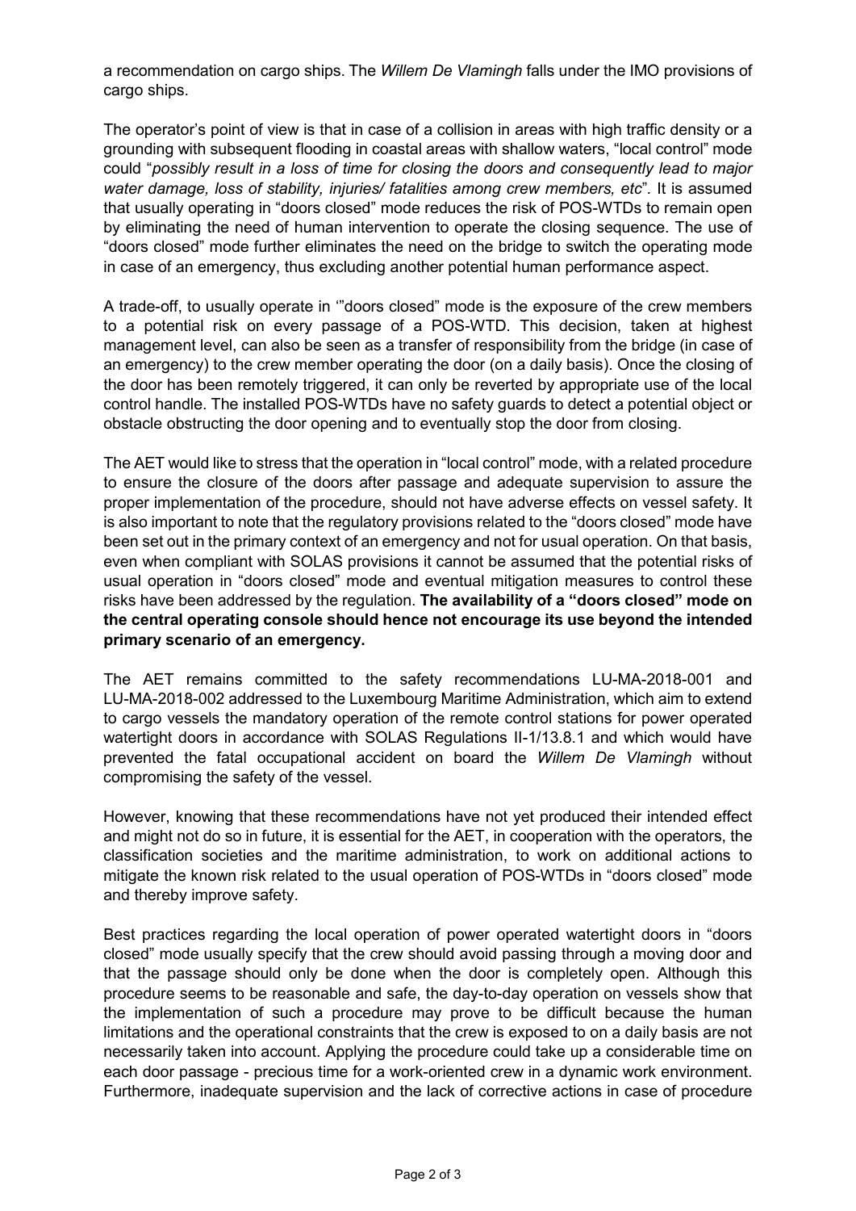a recommendation on cargo ships. The *Willem De Vlamingh* falls under the IMO provisions of cargo ships.

The operator's point of view is that in case of a collision in areas with high traffic density or a grounding with subsequent flooding in coastal areas with shallow waters, "local control" mode could "*possibly result in a loss of time for closing the doors and consequently lead to major water damage, loss of stability, injuries/ fatalities among crew members, etc*". It is assumed that usually operating in "doors closed" mode reduces the risk of POS-WTDs to remain open by eliminating the need of human intervention to operate the closing sequence. The use of "doors closed" mode further eliminates the need on the bridge to switch the operating mode in case of an emergency, thus excluding another potential human performance aspect.

A trade-off, to usually operate in '"doors closed" mode is the exposure of the crew members to a potential risk on every passage of a POS-WTD. This decision, taken at highest management level, can also be seen as a transfer of responsibility from the bridge (in case of an emergency) to the crew member operating the door (on a daily basis). Once the closing of the door has been remotely triggered, it can only be reverted by appropriate use of the local control handle. The installed POS-WTDs have no safety guards to detect a potential object or obstacle obstructing the door opening and to eventually stop the door from closing.

The AET would like to stress that the operation in "local control" mode, with a related procedure to ensure the closure of the doors after passage and adequate supervision to assure the proper implementation of the procedure, should not have adverse effects on vessel safety. It is also important to note that the regulatory provisions related to the "doors closed" mode have been set out in the primary context of an emergency and not for usual operation. On that basis, even when compliant with SOLAS provisions it cannot be assumed that the potential risks of usual operation in "doors closed" mode and eventual mitigation measures to control these risks have been addressed by the regulation. **The availability of a "doors closed" mode on the central operating console should hence not encourage its use beyond the intended primary scenario of an emergency.**

The AET remains committed to the safety recommendations LU-MA-2018-001 and LU-MA-2018-002 addressed to the Luxembourg Maritime Administration, which aim to extend to cargo vessels the mandatory operation of the remote control stations for power operated watertight doors in accordance with SOLAS Regulations II-1/13.8.1 and which would have prevented the fatal occupational accident on board the *Willem De Vlamingh* without compromising the safety of the vessel.

However, knowing that these recommendations have not yet produced their intended effect and might not do so in future, it is essential for the AET, in cooperation with the operators, the classification societies and the maritime administration, to work on additional actions to mitigate the known risk related to the usual operation of POS-WTDs in "doors closed" mode and thereby improve safety.

Best practices regarding the local operation of power operated watertight doors in "doors closed" mode usually specify that the crew should avoid passing through a moving door and that the passage should only be done when the door is completely open. Although this procedure seems to be reasonable and safe, the day-to-day operation on vessels show that the implementation of such a procedure may prove to be difficult because the human limitations and the operational constraints that the crew is exposed to on a daily basis are not necessarily taken into account. Applying the procedure could take up a considerable time on each door passage - precious time for a work-oriented crew in a dynamic work environment. Furthermore, inadequate supervision and the lack of corrective actions in case of procedure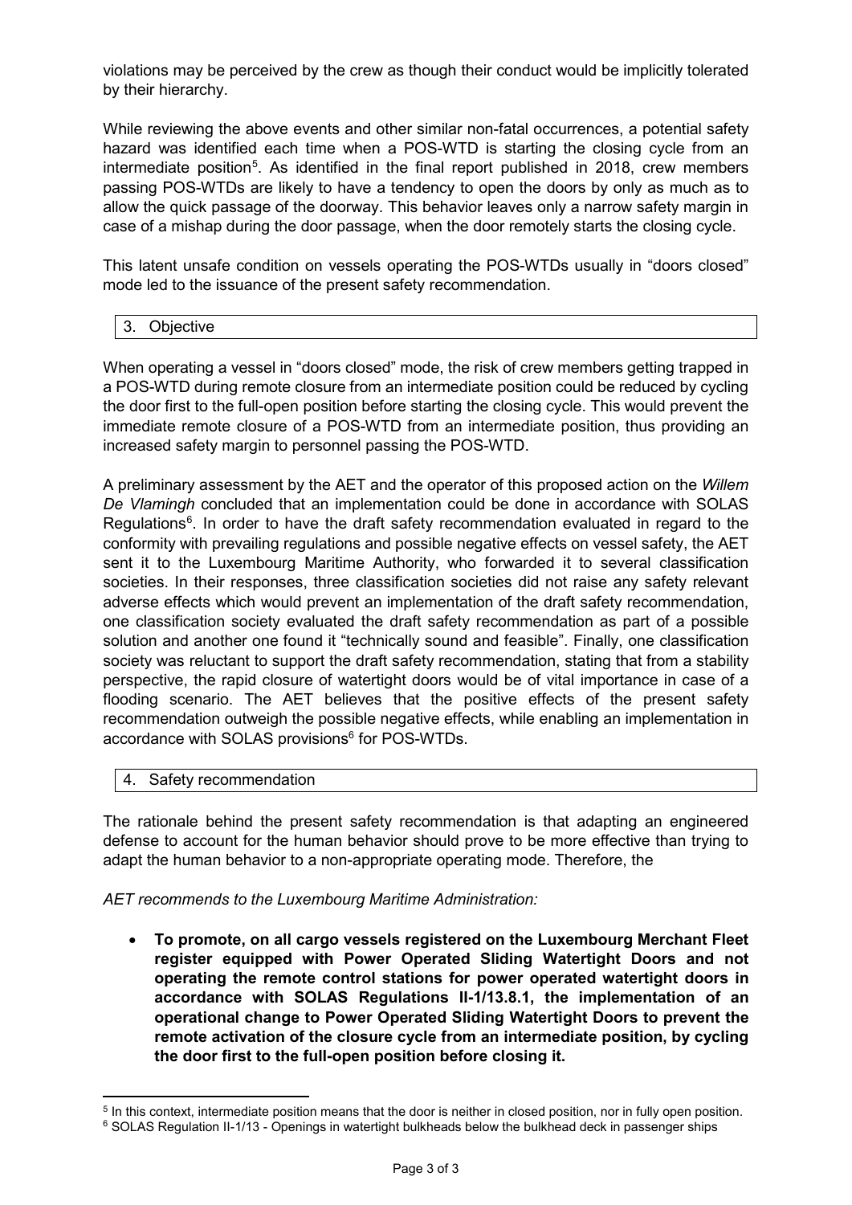violations may be perceived by the crew as though their conduct would be implicitly tolerated by their hierarchy.

While reviewing the above events and other similar non-fatal occurrences, a potential safety hazard was identified each time when a POS-WTD is starting the closing cycle from an intermediate position[5]. As identified in the final report published in 2018, crew members passing POS-WTDs are likely to have a tendency to open the doors by only as much as to allow the quick passage of the doorway. This behavior leaves only a narrow safety margin in case of a mishap during the door passage, when the door remotely starts the closing cycle.

This latent unsafe condition on vessels operating the POS-WTDs usually in "doors closed" mode led to the issuance of the present safety recommendation.

## 3. Objective

When operating a vessel in "doors closed" mode, the risk of crew members getting trapped in a POS-WTD during remote closure from an intermediate position could be reduced by cycling the door first to the full-open position before starting the closing cycle. This would prevent the immediate remote closure of a POS-WTD from an intermediate position, thus providing an increased safety margin to personnel passing the POS-WTD.

A preliminary assessment by the AET and the operator of this proposed action on the *Willem De Vlamingh* concluded that an implementation could be done in accordance with SOLAS Regulations[6]. In order to have the draft safety recommendation evaluated in regard to the conformity with prevailing regulations and possible negative effects on vessel safety, the AET sent it to the Luxembourg Maritime Authority, who forwarded it to several classification societies. In their responses, three classification societies did not raise any safety relevant adverse effects which would prevent an implementation of the draft safety recommendation, one classification society evaluated the draft safety recommendation as part of a possible solution and another one found it "technically sound and feasible". Finally, one classification society was reluctant to support the draft safety recommendation, stating that from a stability perspective, the rapid closure of watertight doors would be of vital importance in case of a flooding scenario. The AET believes that the positive effects of the present safety recommendation outweigh the possible negative effects, while enabling an implementation in accordance with SOLAS provisions[6] for POS-WTDs.

## 4. Safety recommendation

The rationale behind the present safety recommendation is that adapting an engineered defense to account for the human behavior should prove to be more effective than trying to adapt the human behavior to a non-appropriate operating mode. Therefore, the

*AET recommends to the Luxembourg Maritime Administration:*

- **To promote, on all cargo vessels registered on the Luxembourg Merchant Fleet register equipped with Power Operated Sliding Watertight Doors and not operating the remote control stations for power operated watertight doors in accordance with SOLAS Regulations II-1/13.8.1, the implementation of an operational change to Power Operated Sliding Watertight Doors to prevent the remote activation of the closure cycle from an intermediate position, by cycling the door first to the full-open position before closing it.**

[5] In this context, intermediate position means that the door is neither in closed position, nor in fully open position.

[6] SOLAS Regulation II-1/13 - Openings in watertight bulkheads below the bulkhead deck in passenger ships